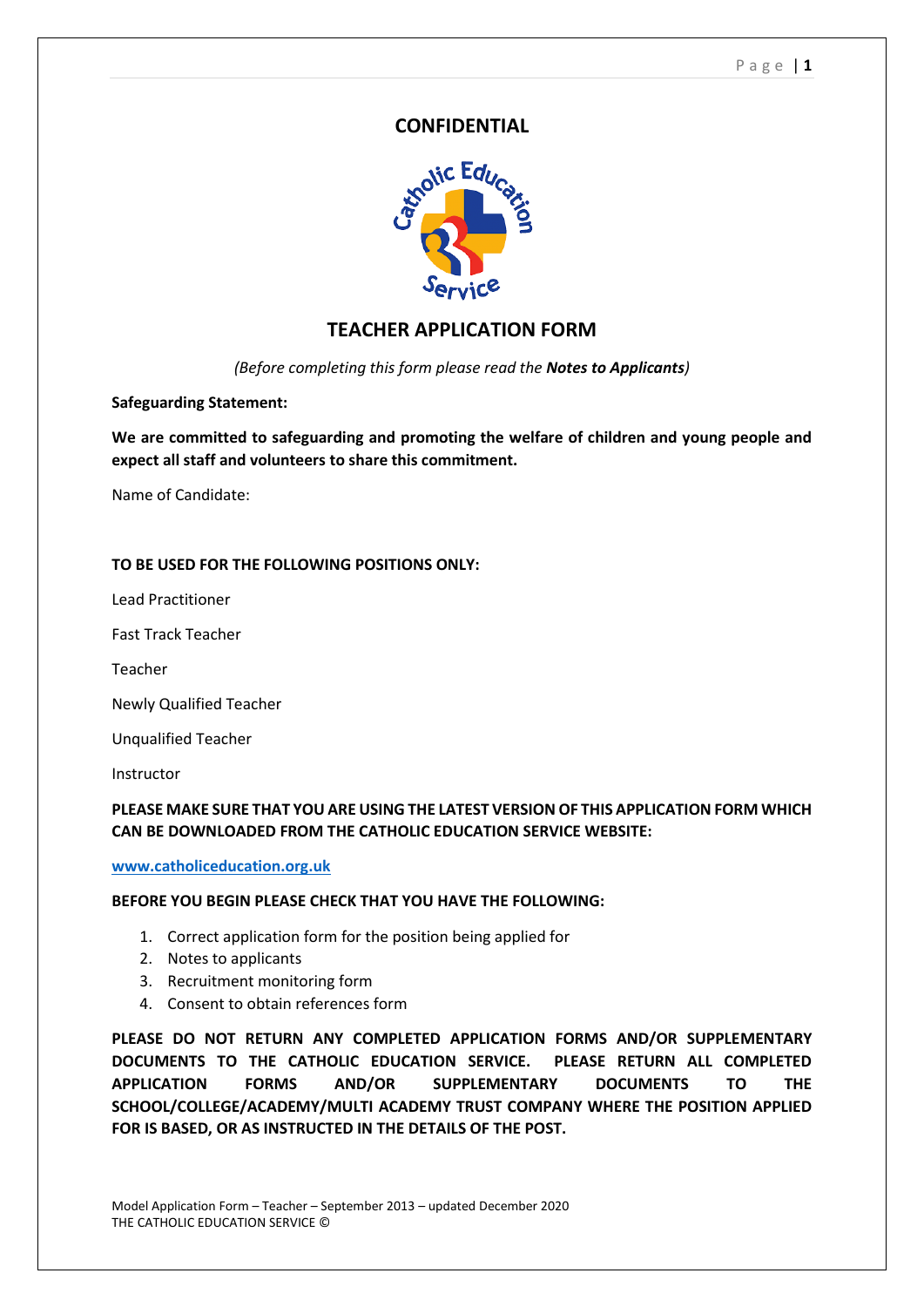**CONFIDENTIAL**

# TEACHER APPLICATION FORM

*(Before completing this form please read the **Notes to Applicants**)*

**Safeguarding Statement:**

**We are committed to safeguarding and promoting the welfare of children and young people and expect all staff and volunteers to share this commitment.**

Name of Candidate:

**TO BE USED FOR THE FOLLOWING POSITIONS ONLY:**

Lead Practitioner

Fast Track Teacher

Teacher

Newly Qualified Teacher

Unqualified Teacher

Instructor

**PLEASE MAKE SURE THAT YOU ARE USING THE LATEST VERSION OF THIS APPLICATION FORM WHICH CAN BE DOWNLOADED FROM THE CATHOLIC EDUCATION SERVICE WEBSITE:**

**www.catholiceducation.org.uk**

**BEFORE YOU BEGIN PLEASE CHECK THAT YOU HAVE THE FOLLOWING:**

1. Correct application form for the position being applied for
2. Notes to applicants
3. Recruitment monitoring form
4. Consent to obtain references form

**PLEASE DO NOT RETURN ANY COMPLETED APPLICATION FORMS AND/OR SUPPLEMENTARY DOCUMENTS TO THE CATHOLIC EDUCATION SERVICE. PLEASE RETURN ALL COMPLETED APPLICATION FORMS AND/OR SUPPLEMENTARY DOCUMENTS TO THE SCHOOL/COLLEGE/ACADEMY/MULTI ACADEMY TRUST COMPANY WHERE THE POSITION APPLIED FOR IS BASED, OR AS INSTRUCTED IN THE DETAILS OF THE POST.**

Model Application Form – Teacher – September 2013 – updated December 2020
THE CATHOLIC EDUCATION SERVICE ©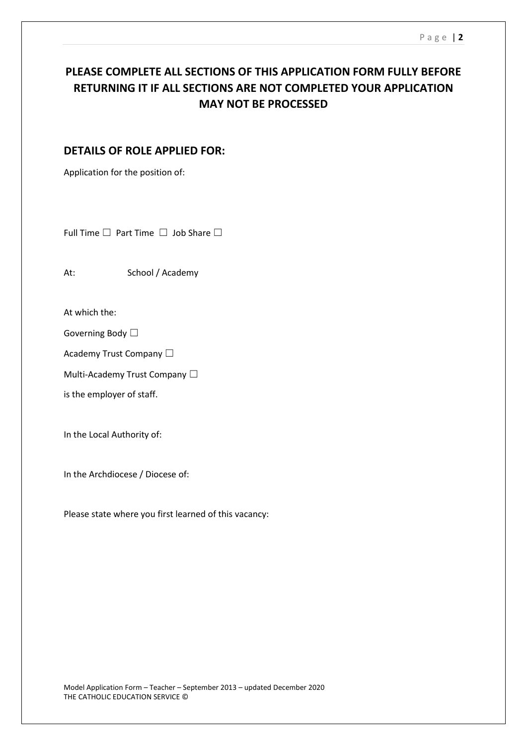**PLEASE COMPLETE ALL SECTIONS OF THIS APPLICATION FORM FULLY BEFORE RETURNING IT IF ALL SECTIONS ARE NOT COMPLETED YOUR APPLICATION MAY NOT BE PROCESSED**

## DETAILS OF ROLE APPLIED FOR:

Application for the position of:

Full Time ☐ Part Time ☐ Job Share ☐

At: School / Academy

At which the:

Governing Body ☐

Academy Trust Company ☐

Multi-Academy Trust Company ☐

is the employer of staff.

In the Local Authority of:

In the Archdiocese / Diocese of:

Please state where you first learned of this vacancy: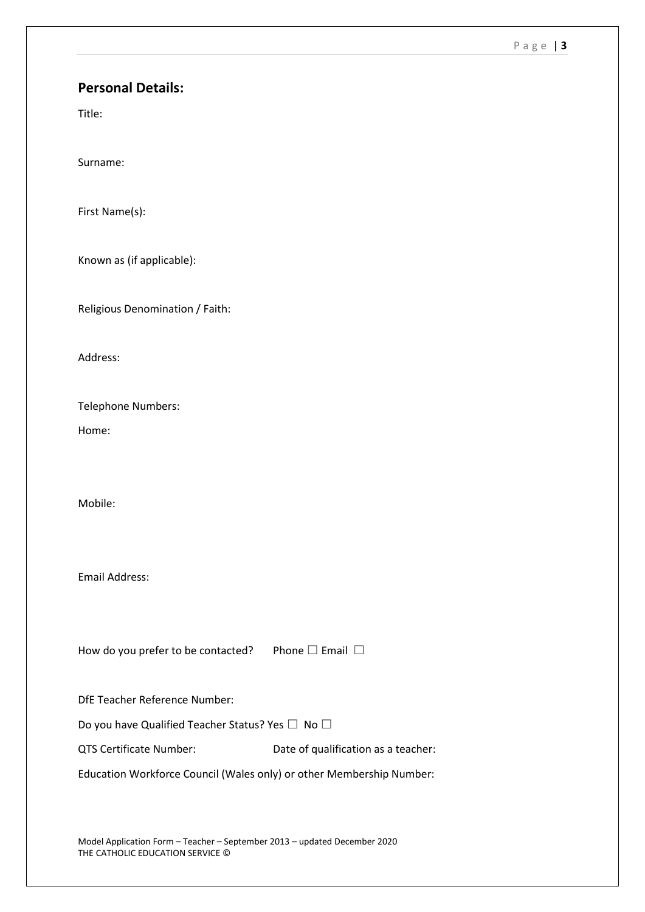## Personal Details:

Title:

Surname:

First Name(s):

Known as (if applicable):

Religious Denomination / Faith:

Address:

Telephone Numbers:

Home:

Mobile:

Email Address:

How do you prefer to be contacted? Phone ☐ Email ☐

DfE Teacher Reference Number:

Do you have Qualified Teacher Status? Yes ☐ No ☐

QTS Certificate Number: Date of qualification as a teacher:

Education Workforce Council (Wales only) or other Membership Number:

Model Application Form – Teacher – September 2013 – updated December 2020
THE CATHOLIC EDUCATION SERVICE ©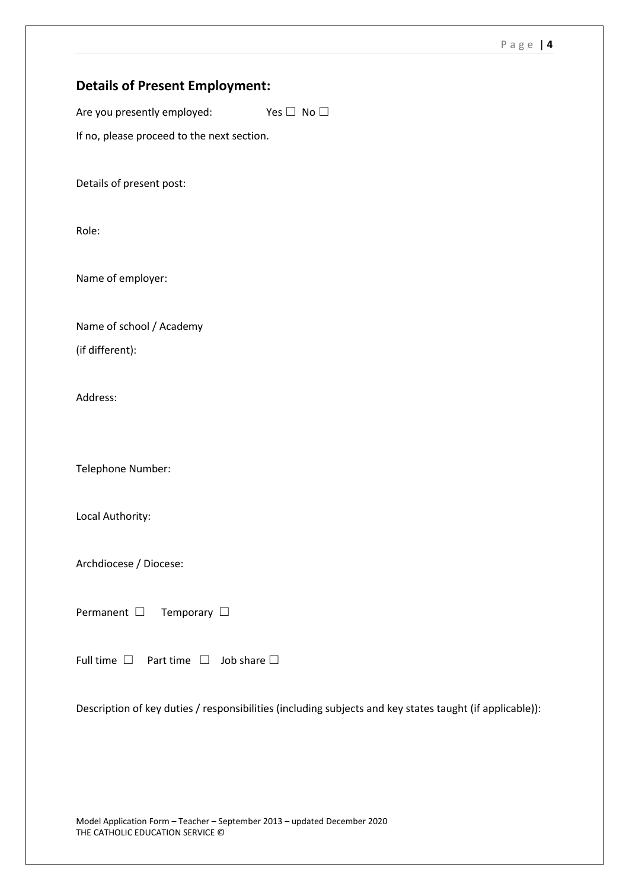## Details of Present Employment:

Are you presently employed: Yes ☐ No ☐

If no, please proceed to the next section.

Details of present post:

Role:

Name of employer:

Name of school / Academy
(if different):

Address:

Telephone Number:

Local Authority:

Archdiocese / Diocese:

Permanent ☐ Temporary ☐

Full time ☐ Part time ☐ Job share ☐

Description of key duties / responsibilities (including subjects and key states taught (if applicable)):

Model Application Form – Teacher – September 2013 – updated December 2020
THE CATHOLIC EDUCATION SERVICE ©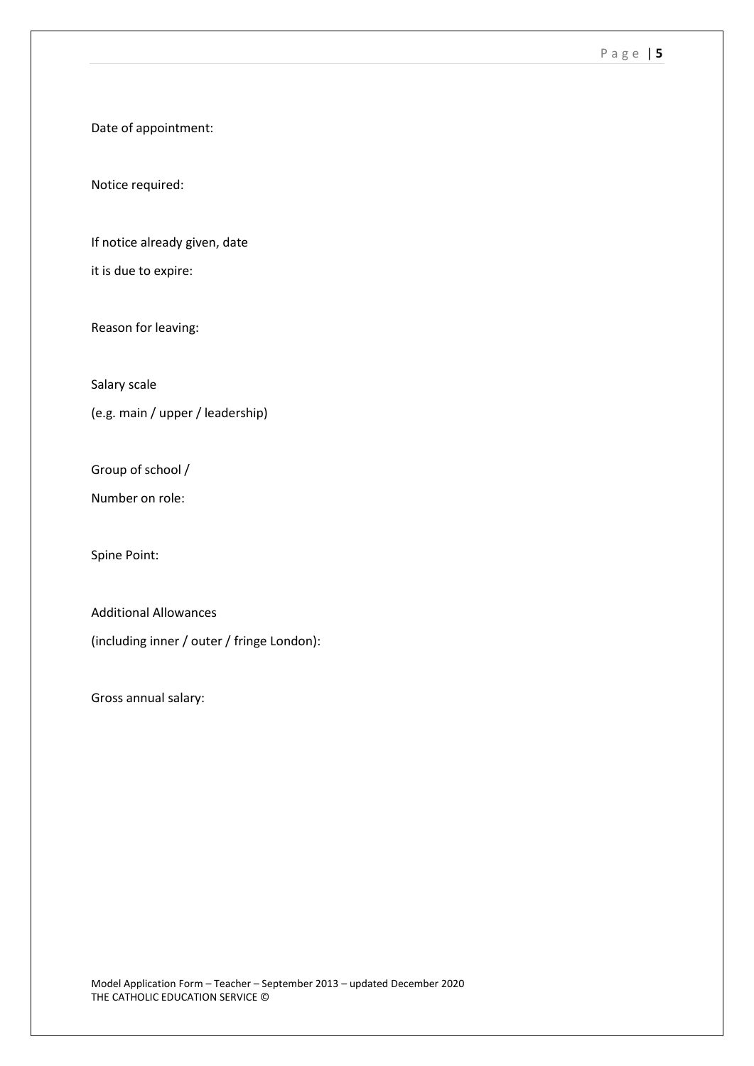Date of appointment:

Notice required:

If notice already given, date
it is due to expire:

Reason for leaving:

Salary scale
(e.g. main / upper / leadership)

Group of school /
Number on role:

Spine Point:

Additional Allowances
(including inner / outer / fringe London):

Gross annual salary: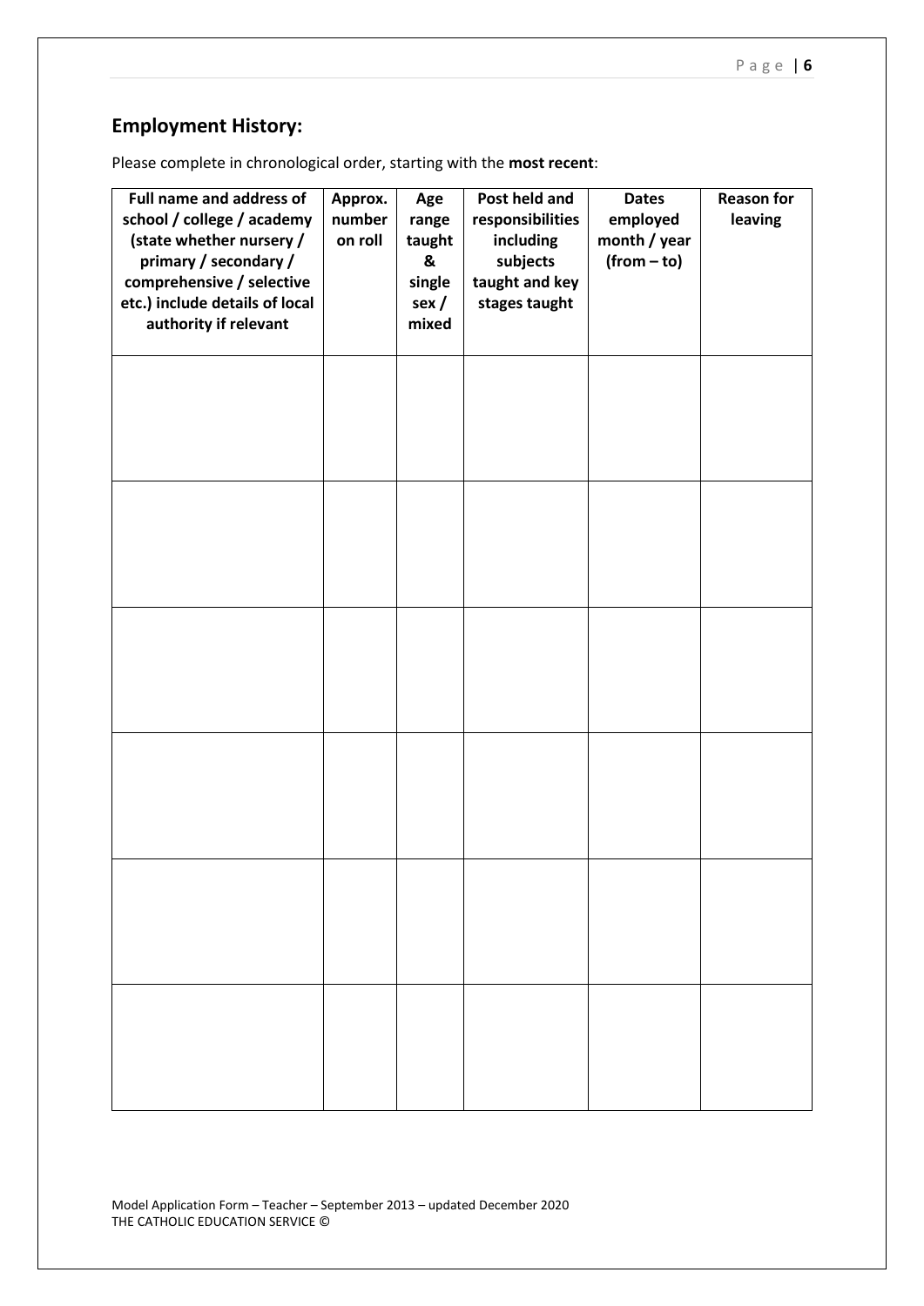## Employment History:

Please complete in chronological order, starting with the **most recent**:

| Full name and address of school / college / academy (state whether nursery / primary / secondary / comprehensive / selective etc.) include details of local authority if relevant | Approx. number on roll | Age range taught & single sex / mixed | Post held and responsibilities including subjects taught and key stages taught | Dates employed month / year (from – to) | Reason for leaving |
|---|---|---|---|---|---|
| | | | | | |
| | | | | | |
| | | | | | |
| | | | | | |
| | | | | | |
| | | | | | |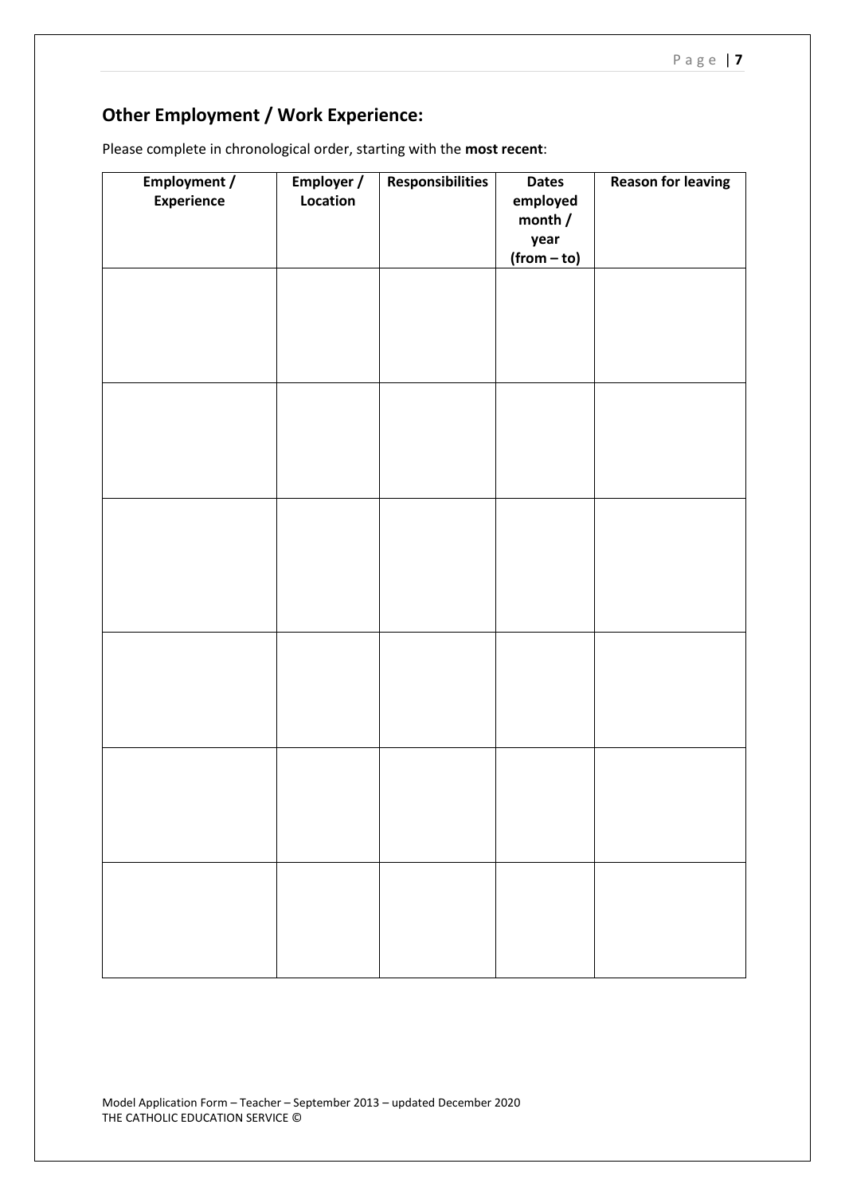## Other Employment / Work Experience:

Please complete in chronological order, starting with the **most recent**:

| Employment / Experience | Employer / Location | Responsibilities | Dates employed month / year (from – to) | Reason for leaving |
|---|---|---|---|---|
| | | | | |
| | | | | |
| | | | | |
| | | | | |
| | | | | |
| | | | | |

Model Application Form – Teacher – September 2013 – updated December 2020
THE CATHOLIC EDUCATION SERVICE ©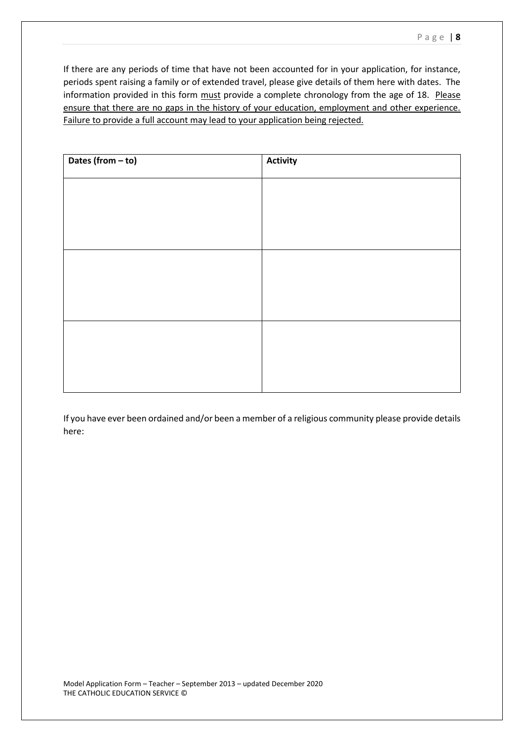If there are any periods of time that have not been accounted for in your application, for instance, periods spent raising a family or of extended travel, please give details of them here with dates. The information provided in this form <u>must</u> provide a complete chronology from the age of 18. <u>Please ensure that there are no gaps in the history of your education, employment and other experience. Failure to provide a full account may lead to your application being rejected.</u>

| **Dates (from – to)** | **Activity** |
| --- | --- |
| | |
| | |
| | |

If you have ever been ordained and/or been a member of a religious community please provide details here: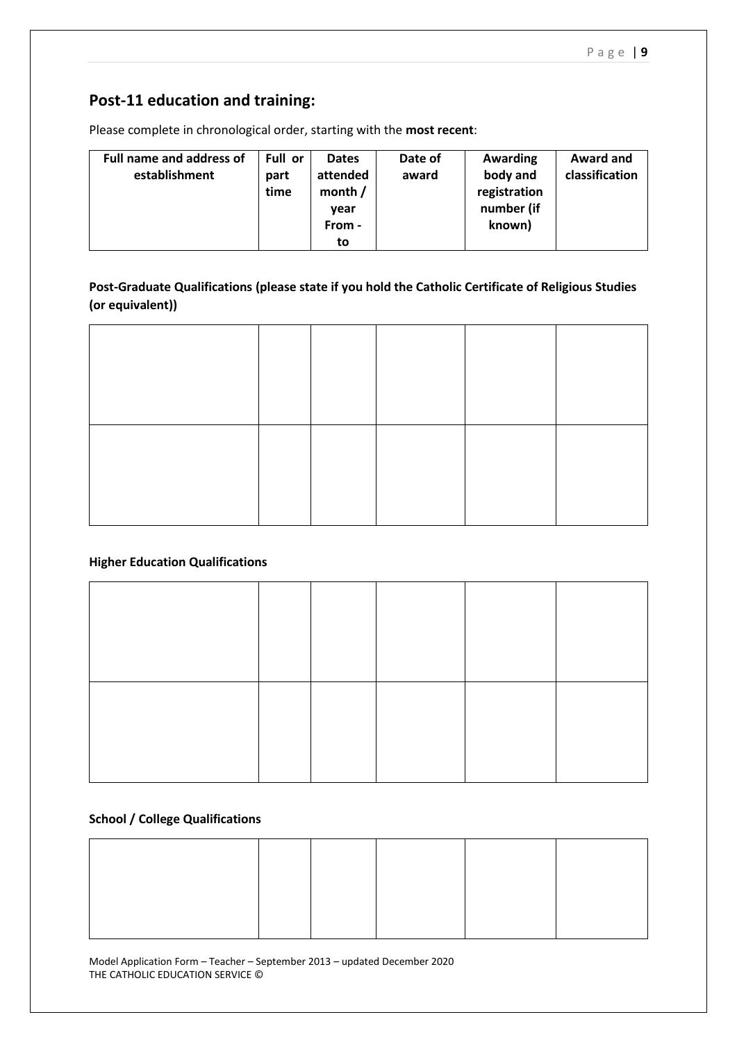## Post-11 education and training:

Please complete in chronological order, starting with the **most recent**:

| Full name and address of establishment | Full or part time | Dates attended month / year From - to | Date of award | Awarding body and registration number (if known) | Award and classification |
|---|---|---|---|---|---|

**Post-Graduate Qualifications (please state if you hold the Catholic Certificate of Religious Studies (or equivalent))**

| | | | | | |
|---|---|---|---|---|---|
| | | | | | |
| | | | | | |

**Higher Education Qualifications**

| | | | | | |
|---|---|---|---|---|---|
| | | | | | |
| | | | | | |

**School / College Qualifications**

| | | | | | |
|---|---|---|---|---|---|
| | | | | | |

Model Application Form – Teacher – September 2013 – updated December 2020
THE CATHOLIC EDUCATION SERVICE ©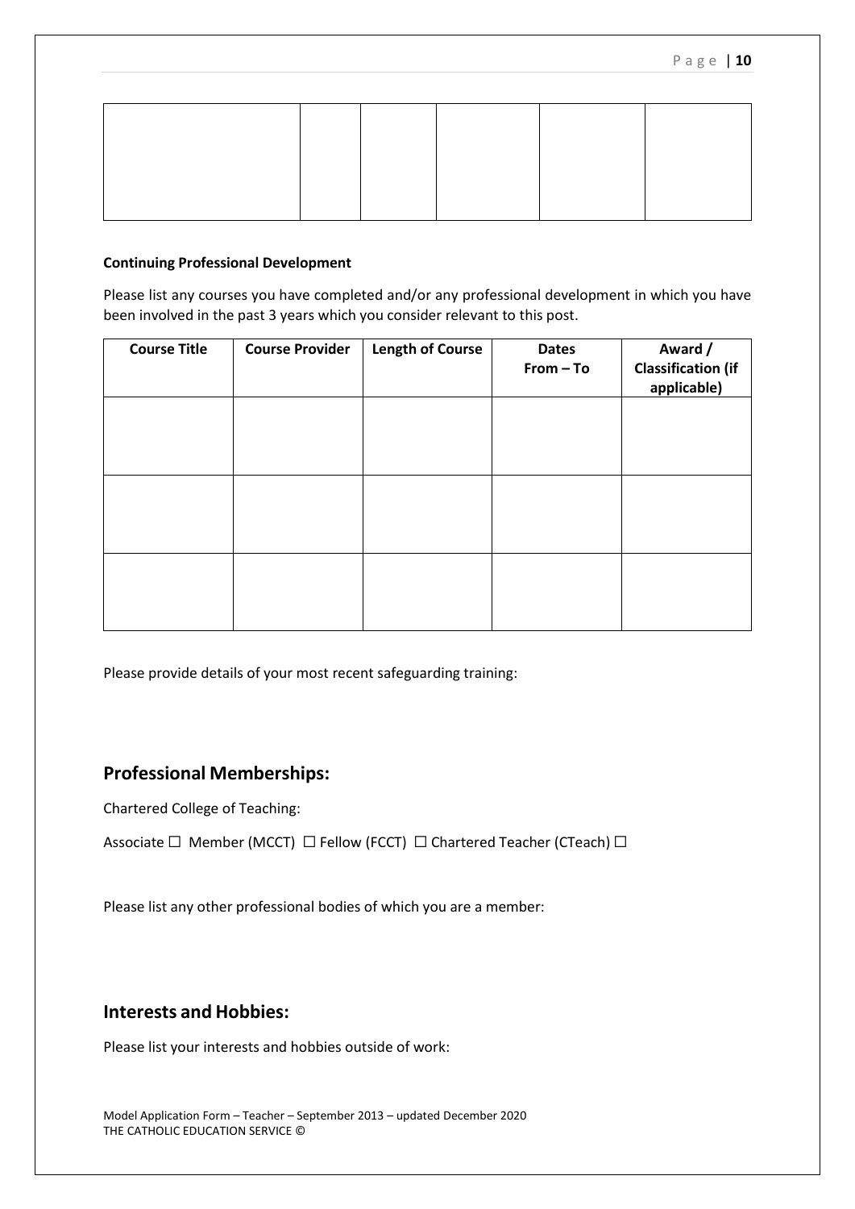| | | | | | |
|---|---|---|---|---|---|
| | | | | | |

**Continuing Professional Development**

Please list any courses you have completed and/or any professional development in which you have been involved in the past 3 years which you consider relevant to this post.

| Course Title | Course Provider | Length of Course | Dates From – To | Award / Classification (if applicable) |
|---|---|---|---|---|
| | | | | |
| | | | | |
| | | | | |

Please provide details of your most recent safeguarding training:

## Professional Memberships:

Chartered College of Teaching:

Associate ☐ Member (MCCT) ☐ Fellow (FCCT) ☐ Chartered Teacher (CTeach) ☐

Please list any other professional bodies of which you are a member:

## Interests and Hobbies:

Please list your interests and hobbies outside of work:

Model Application Form – Teacher – September 2013 – updated December 2020
THE CATHOLIC EDUCATION SERVICE ©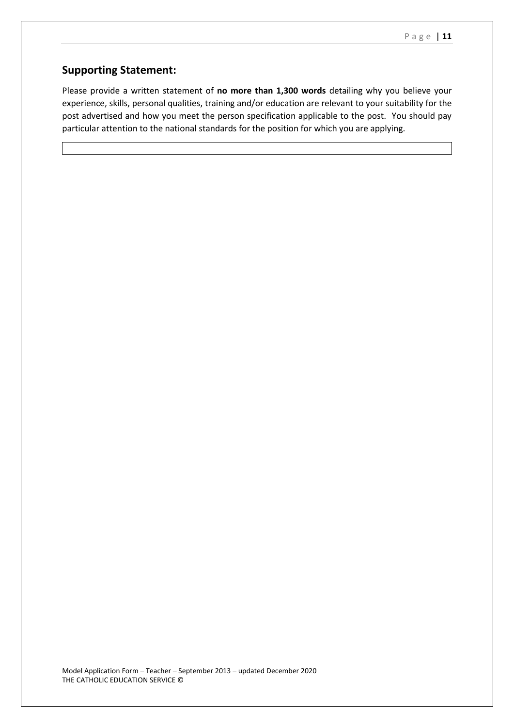## Supporting Statement:

Please provide a written statement of **no more than 1,300 words** detailing why you believe your experience, skills, personal qualities, training and/or education are relevant to your suitability for the post advertised and how you meet the person specification applicable to the post. You should pay particular attention to the national standards for the position for which you are applying.

Model Application Form – Teacher – September 2013 – updated December 2020
THE CATHOLIC EDUCATION SERVICE ©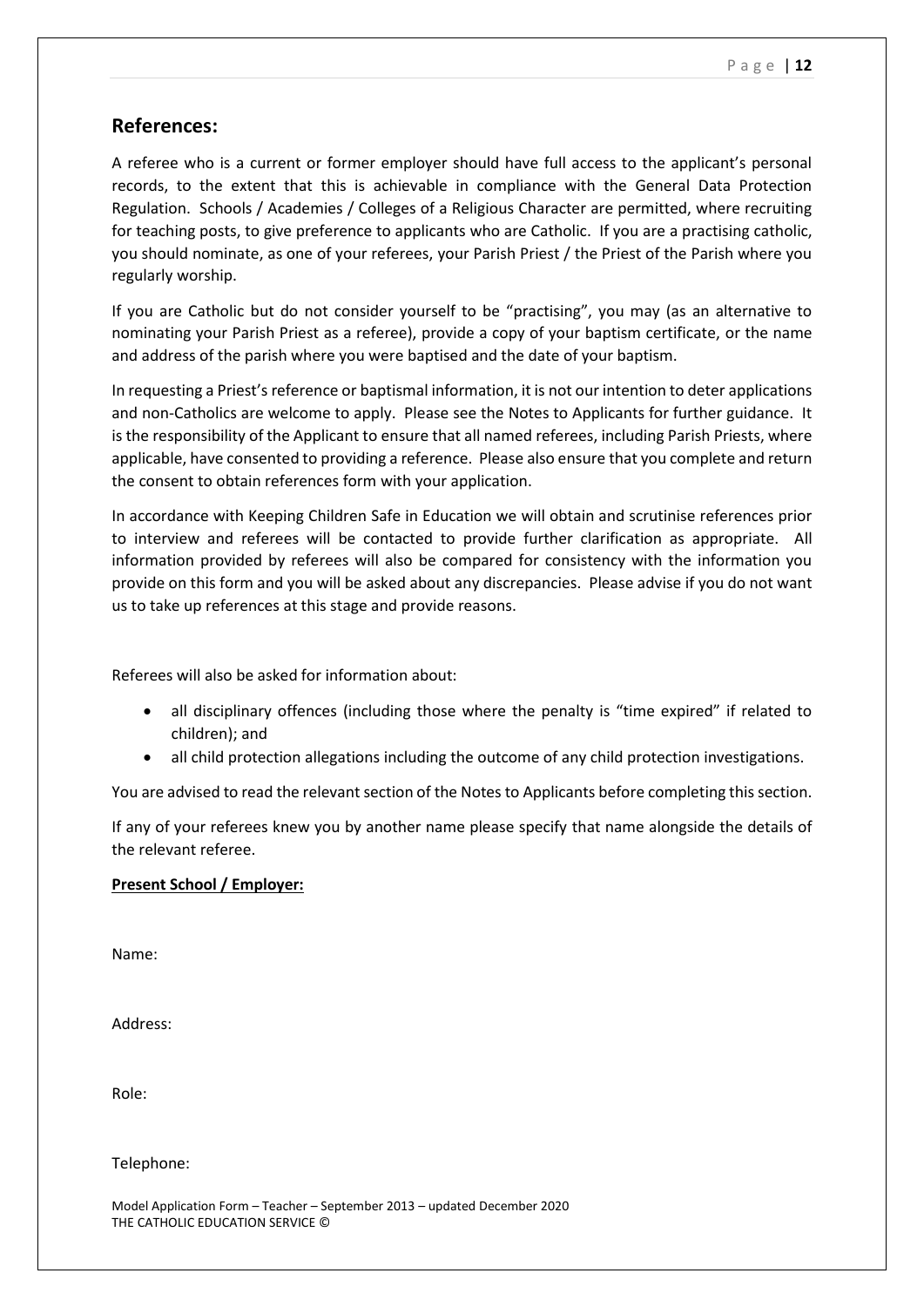## References:

A referee who is a current or former employer should have full access to the applicant's personal records, to the extent that this is achievable in compliance with the General Data Protection Regulation. Schools / Academies / Colleges of a Religious Character are permitted, where recruiting for teaching posts, to give preference to applicants who are Catholic. If you are a practising catholic, you should nominate, as one of your referees, your Parish Priest / the Priest of the Parish where you regularly worship.

If you are Catholic but do not consider yourself to be "practising", you may (as an alternative to nominating your Parish Priest as a referee), provide a copy of your baptism certificate, or the name and address of the parish where you were baptised and the date of your baptism.

In requesting a Priest's reference or baptismal information, it is not our intention to deter applications and non-Catholics are welcome to apply. Please see the Notes to Applicants for further guidance. It is the responsibility of the Applicant to ensure that all named referees, including Parish Priests, where applicable, have consented to providing a reference. Please also ensure that you complete and return the consent to obtain references form with your application.

In accordance with Keeping Children Safe in Education we will obtain and scrutinise references prior to interview and referees will be contacted to provide further clarification as appropriate. All information provided by referees will also be compared for consistency with the information you provide on this form and you will be asked about any discrepancies. Please advise if you do not want us to take up references at this stage and provide reasons.

Referees will also be asked for information about:

- all disciplinary offences (including those where the penalty is "time expired" if related to children); and
- all child protection allegations including the outcome of any child protection investigations.

You are advised to read the relevant section of the Notes to Applicants before completing this section.

If any of your referees knew you by another name please specify that name alongside the details of the relevant referee.

**Present School / Employer:**

Name:

Address:

Role:

Telephone: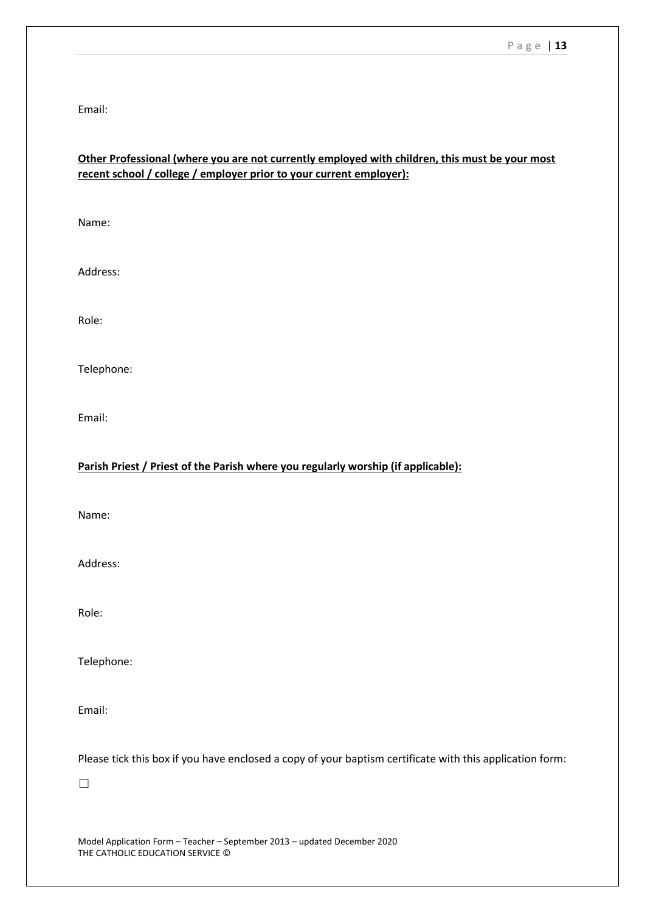Email:

**<u>Other Professional (where you are not currently employed with children, this must be your most recent school / college / employer prior to your current employer):</u>**

Name:

Address:

Role:

Telephone:

Email:

**<u>Parish Priest / Priest of the Parish where you regularly worship (if applicable):</u>**

Name:

Address:

Role:

Telephone:

Email:

Please tick this box if you have enclosed a copy of your baptism certificate with this application form:

☐

Model Application Form – Teacher – September 2013 – updated December 2020
THE CATHOLIC EDUCATION SERVICE ©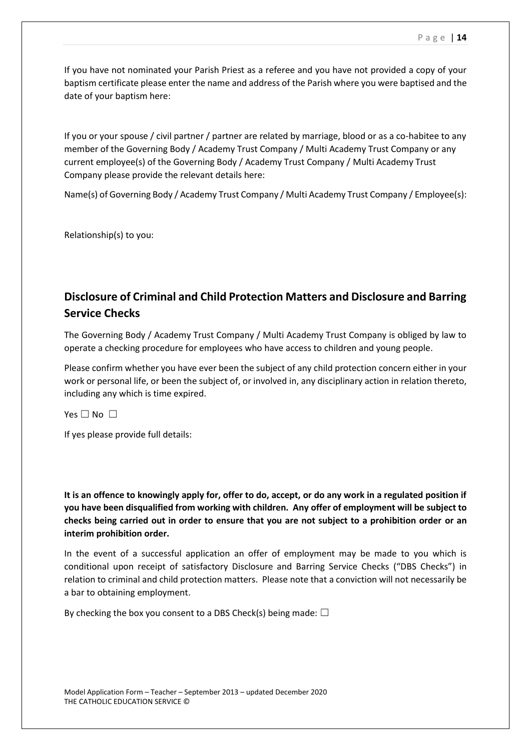If you have not nominated your Parish Priest as a referee and you have not provided a copy of your baptism certificate please enter the name and address of the Parish where you were baptised and the date of your baptism here:

If you or your spouse / civil partner / partner are related by marriage, blood or as a co-habitee to any member of the Governing Body / Academy Trust Company / Multi Academy Trust Company or any current employee(s) of the Governing Body / Academy Trust Company / Multi Academy Trust Company please provide the relevant details here:

Name(s) of Governing Body / Academy Trust Company / Multi Academy Trust Company / Employee(s):

Relationship(s) to you:

## Disclosure of Criminal and Child Protection Matters and Disclosure and Barring Service Checks

The Governing Body / Academy Trust Company / Multi Academy Trust Company is obliged by law to operate a checking procedure for employees who have access to children and young people.

Please confirm whether you have ever been the subject of any child protection concern either in your work or personal life, or been the subject of, or involved in, any disciplinary action in relation thereto, including any which is time expired.

Yes ☐ No ☐

If yes please provide full details:

**It is an offence to knowingly apply for, offer to do, accept, or do any work in a regulated position if you have been disqualified from working with children. Any offer of employment will be subject to checks being carried out in order to ensure that you are not subject to a prohibition order or an interim prohibition order.**

In the event of a successful application an offer of employment may be made to you which is conditional upon receipt of satisfactory Disclosure and Barring Service Checks ("DBS Checks") in relation to criminal and child protection matters. Please note that a conviction will not necessarily be a bar to obtaining employment.

By checking the box you consent to a DBS Check(s) being made: ☐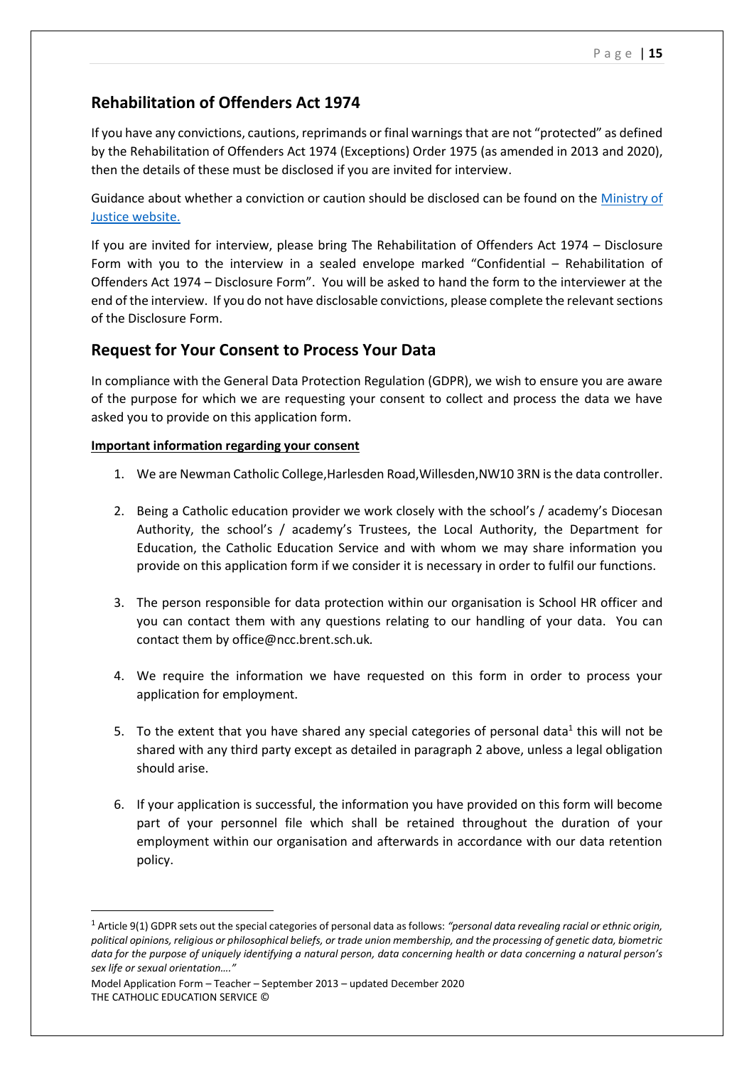## Rehabilitation of Offenders Act 1974

If you have any convictions, cautions, reprimands or final warnings that are not "protected" as defined by the Rehabilitation of Offenders Act 1974 (Exceptions) Order 1975 (as amended in 2013 and 2020), then the details of these must be disclosed if you are invited for interview.

Guidance about whether a conviction or caution should be disclosed can be found on the [Ministry of Justice website.]()

If you are invited for interview, please bring The Rehabilitation of Offenders Act 1974 – Disclosure Form with you to the interview in a sealed envelope marked "Confidential – Rehabilitation of Offenders Act 1974 – Disclosure Form". You will be asked to hand the form to the interviewer at the end of the interview. If you do not have disclosable convictions, please complete the relevant sections of the Disclosure Form.

## Request for Your Consent to Process Your Data

In compliance with the General Data Protection Regulation (GDPR), we wish to ensure you are aware of the purpose for which we are requesting your consent to collect and process the data we have asked you to provide on this application form.

**Important information regarding your consent**

1. We are Newman Catholic College,Harlesden Road,Willesden,NW10 3RN is the data controller.

2. Being a Catholic education provider we work closely with the school's / academy's Diocesan Authority, the school's / academy's Trustees, the Local Authority, the Department for Education, the Catholic Education Service and with whom we may share information you provide on this application form if we consider it is necessary in order to fulfil our functions.

3. The person responsible for data protection within our organisation is School HR officer and you can contact them with any questions relating to our handling of your data. You can contact them by office@ncc.brent.sch.uk.

4. We require the information we have requested on this form in order to process your application for employment.

5. To the extent that you have shared any special categories of personal data[1] this will not be shared with any third party except as detailed in paragraph 2 above, unless a legal obligation should arise.

6. If your application is successful, the information you have provided on this form will become part of your personnel file which shall be retained throughout the duration of your employment within our organisation and afterwards in accordance with our data retention policy.

---

[1] Article 9(1) GDPR sets out the special categories of personal data as follows: *"personal data revealing racial or ethnic origin, political opinions, religious or philosophical beliefs, or trade union membership, and the processing of genetic data, biometric data for the purpose of uniquely identifying a natural person, data concerning health or data concerning a natural person's sex life or sexual orientation…."*

Model Application Form – Teacher – September 2013 – updated December 2020
THE CATHOLIC EDUCATION SERVICE ©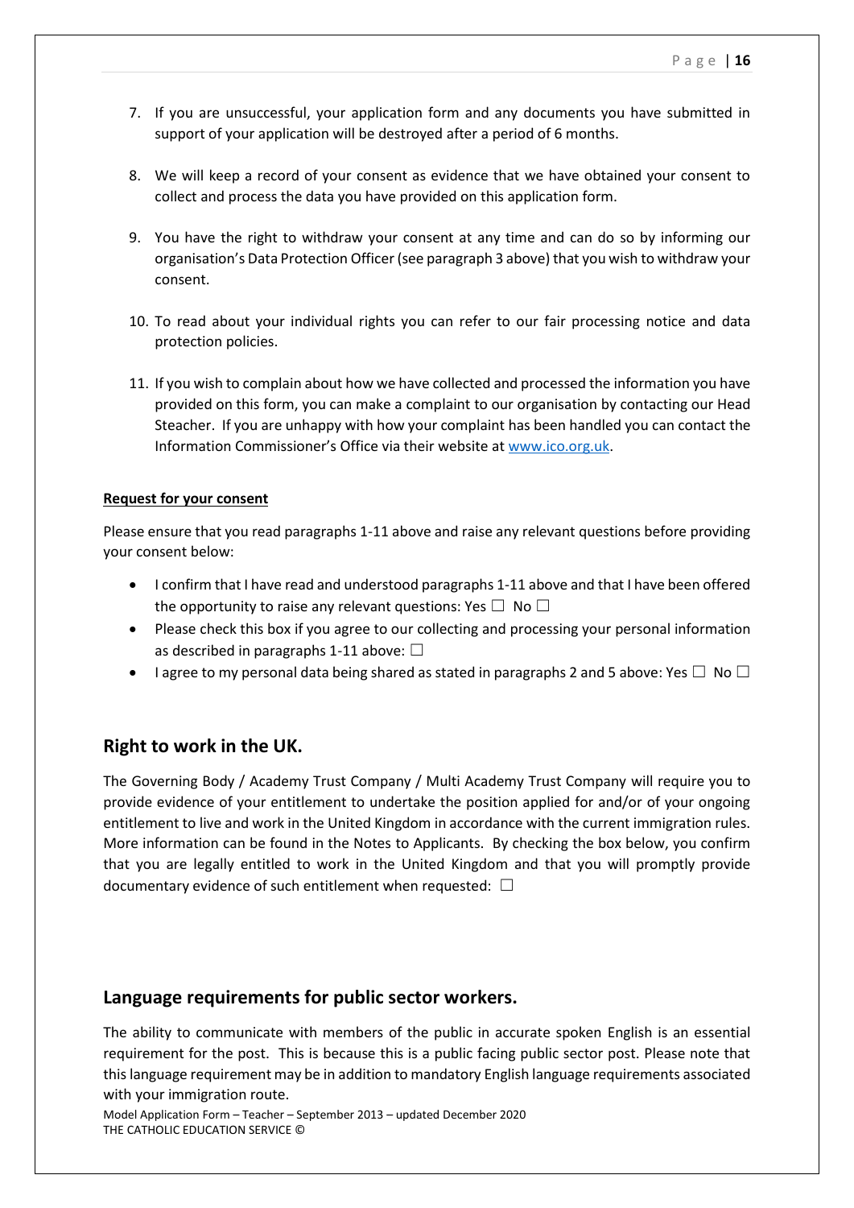7. If you are unsuccessful, your application form and any documents you have submitted in support of your application will be destroyed after a period of 6 months.

8. We will keep a record of your consent as evidence that we have obtained your consent to collect and process the data you have provided on this application form.

9. You have the right to withdraw your consent at any time and can do so by informing our organisation's Data Protection Officer (see paragraph 3 above) that you wish to withdraw your consent.

10. To read about your individual rights you can refer to our fair processing notice and data protection policies.

11. If you wish to complain about how we have collected and processed the information you have provided on this form, you can make a complaint to our organisation by contacting our Head Steacher. If you are unhappy with how your complaint has been handled you can contact the Information Commissioner's Office via their website at [www.ico.org.uk](http://www.ico.org.uk).

**Request for your consent**

Please ensure that you read paragraphs 1-11 above and raise any relevant questions before providing your consent below:

- I confirm that I have read and understood paragraphs 1-11 above and that I have been offered the opportunity to raise any relevant questions: Yes ☐ No ☐
- Please check this box if you agree to our collecting and processing your personal information as described in paragraphs 1-11 above: ☐
- I agree to my personal data being shared as stated in paragraphs 2 and 5 above: Yes ☐ No ☐

## Right to work in the UK.

The Governing Body / Academy Trust Company / Multi Academy Trust Company will require you to provide evidence of your entitlement to undertake the position applied for and/or of your ongoing entitlement to live and work in the United Kingdom in accordance with the current immigration rules. More information can be found in the Notes to Applicants. By checking the box below, you confirm that you are legally entitled to work in the United Kingdom and that you will promptly provide documentary evidence of such entitlement when requested: ☐

## Language requirements for public sector workers.

The ability to communicate with members of the public in accurate spoken English is an essential requirement for the post. This is because this is a public facing public sector post. Please note that this language requirement may be in addition to mandatory English language requirements associated with your immigration route.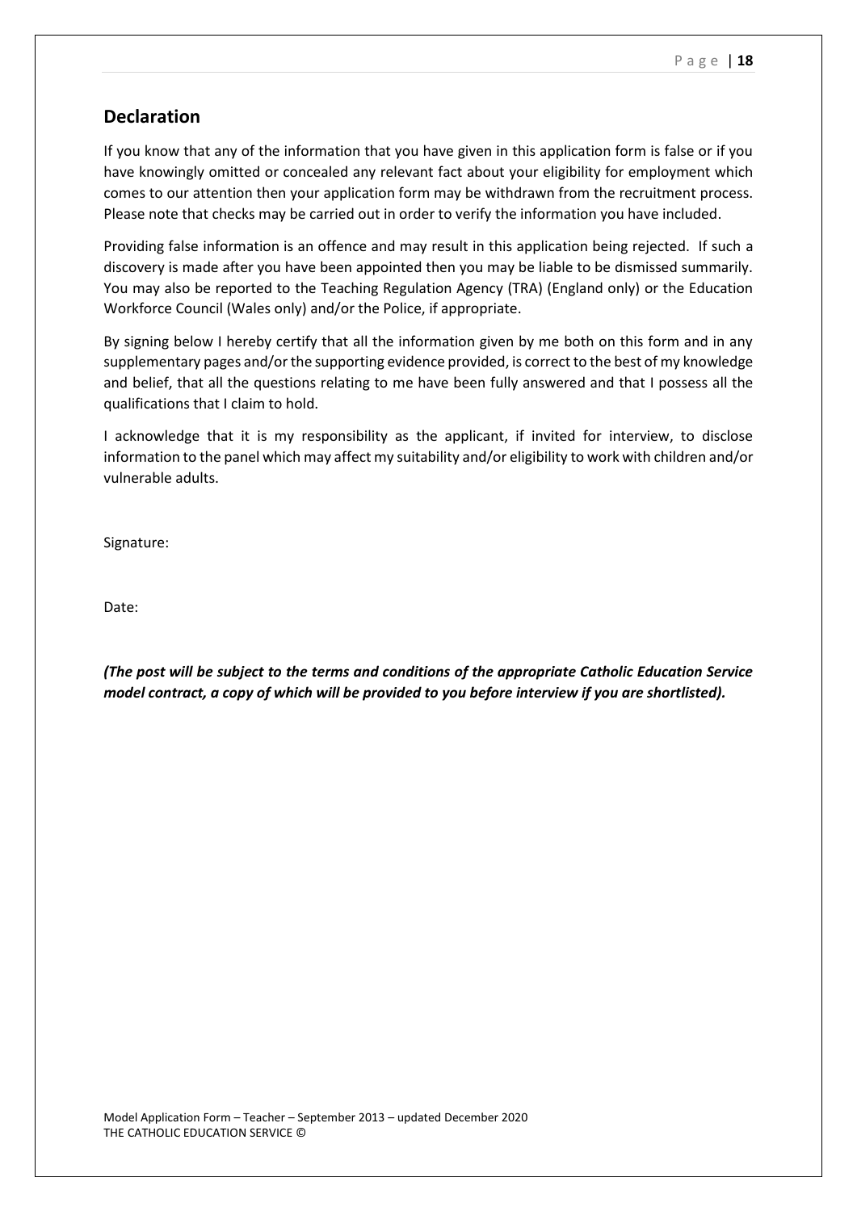## Declaration

If you know that any of the information that you have given in this application form is false or if you have knowingly omitted or concealed any relevant fact about your eligibility for employment which comes to our attention then your application form may be withdrawn from the recruitment process. Please note that checks may be carried out in order to verify the information you have included.

Providing false information is an offence and may result in this application being rejected. If such a discovery is made after you have been appointed then you may be liable to be dismissed summarily. You may also be reported to the Teaching Regulation Agency (TRA) (England only) or the Education Workforce Council (Wales only) and/or the Police, if appropriate.

By signing below I hereby certify that all the information given by me both on this form and in any supplementary pages and/or the supporting evidence provided, is correct to the best of my knowledge and belief, that all the questions relating to me have been fully answered and that I possess all the qualifications that I claim to hold.

I acknowledge that it is my responsibility as the applicant, if invited for interview, to disclose information to the panel which may affect my suitability and/or eligibility to work with children and/or vulnerable adults.

Signature:

Date:

***(The post will be subject to the terms and conditions of the appropriate Catholic Education Service model contract, a copy of which will be provided to you before interview if you are shortlisted).***